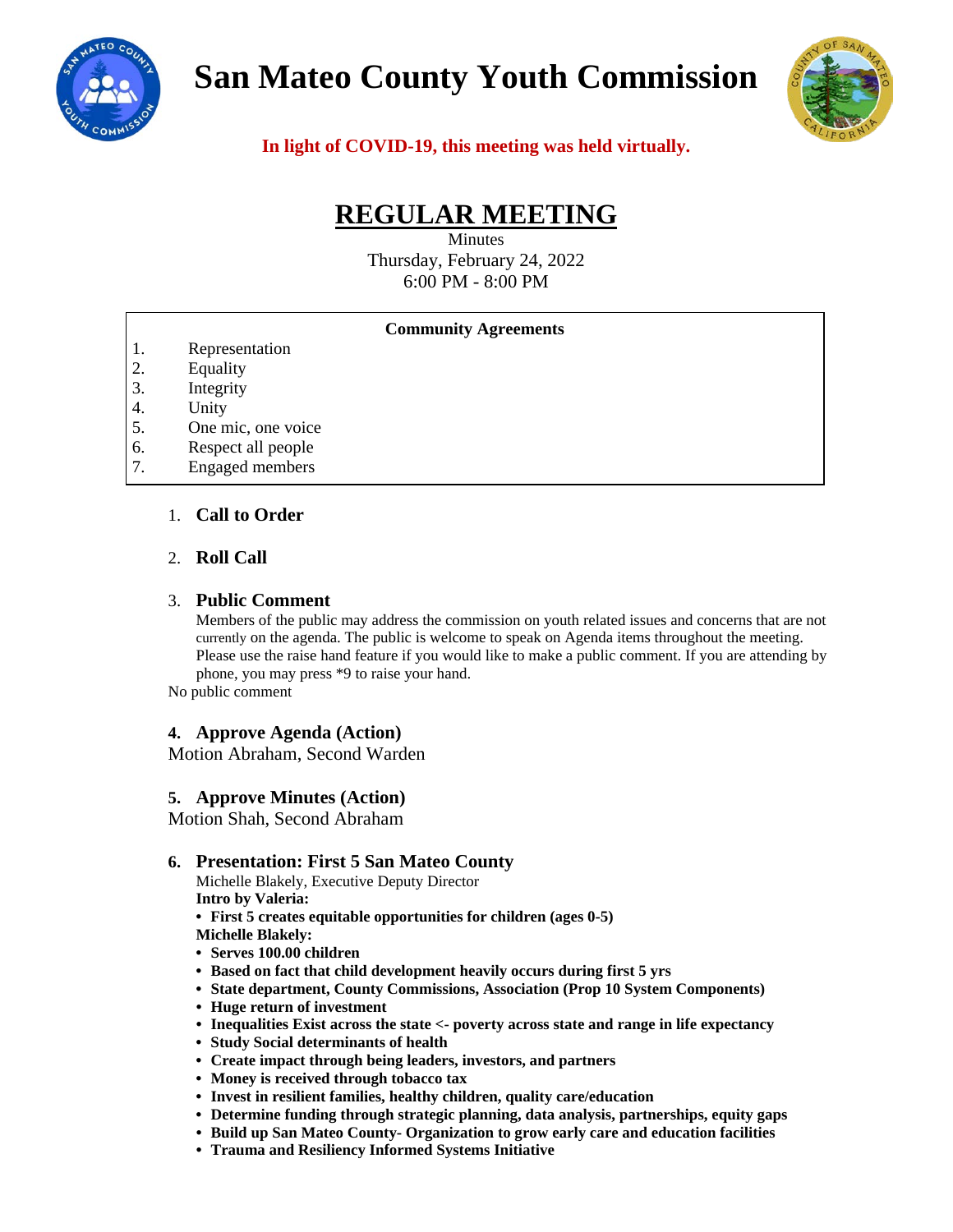# San Mateo County Youth Commission

**In light of COVID-19, this meeting was held virtually.**

## REGULAR MEETING

Minutes
Thursday, February 24, 2022
6:00 PM - 8:00 PM

**Community Agreements**

1. Representation
2. Equality
3. Integrity
4. Unity
5. One mic, one voice
6. Respect all people
7. Engaged members

1. **Call to Order**

2. **Roll Call**

3. **Public Comment**
   Members of the public may address the commission on youth related issues and concerns that are not currently on the agenda. The public is welcome to speak on Agenda items throughout the meeting. Please use the raise hand feature if you would like to make a public comment. If you are attending by phone, you may press *9 to raise your hand.

No public comment

**4. Approve Agenda (Action)**

Motion Abraham, Second Warden

**5. Approve Minutes (Action)**

Motion Shah, Second Abraham

**6. Presentation: First 5 San Mateo County**

Michelle Blakely, Executive Deputy Director

**Intro by Valeria:**

- **First 5 creates equitable opportunities for children (ages 0-5)**

**Michelle Blakely:**

- **Serves 100.00 children**
- **Based on fact that child development heavily occurs during first 5 yrs**
- **State department, County Commissions, Association (Prop 10 System Components)**
- **Huge return of investment**
- **Inequalities Exist across the state <- poverty across state and range in life expectancy**
- **Study Social determinants of health**
- **Create impact through being leaders, investors, and partners**
- **Money is received through tobacco tax**
- **Invest in resilient families, healthy children, quality care/education**
- **Determine funding through strategic planning, data analysis, partnerships, equity gaps**
- **Build up San Mateo County- Organization to grow early care and education facilities**
- **Trauma and Resiliency Informed Systems Initiative**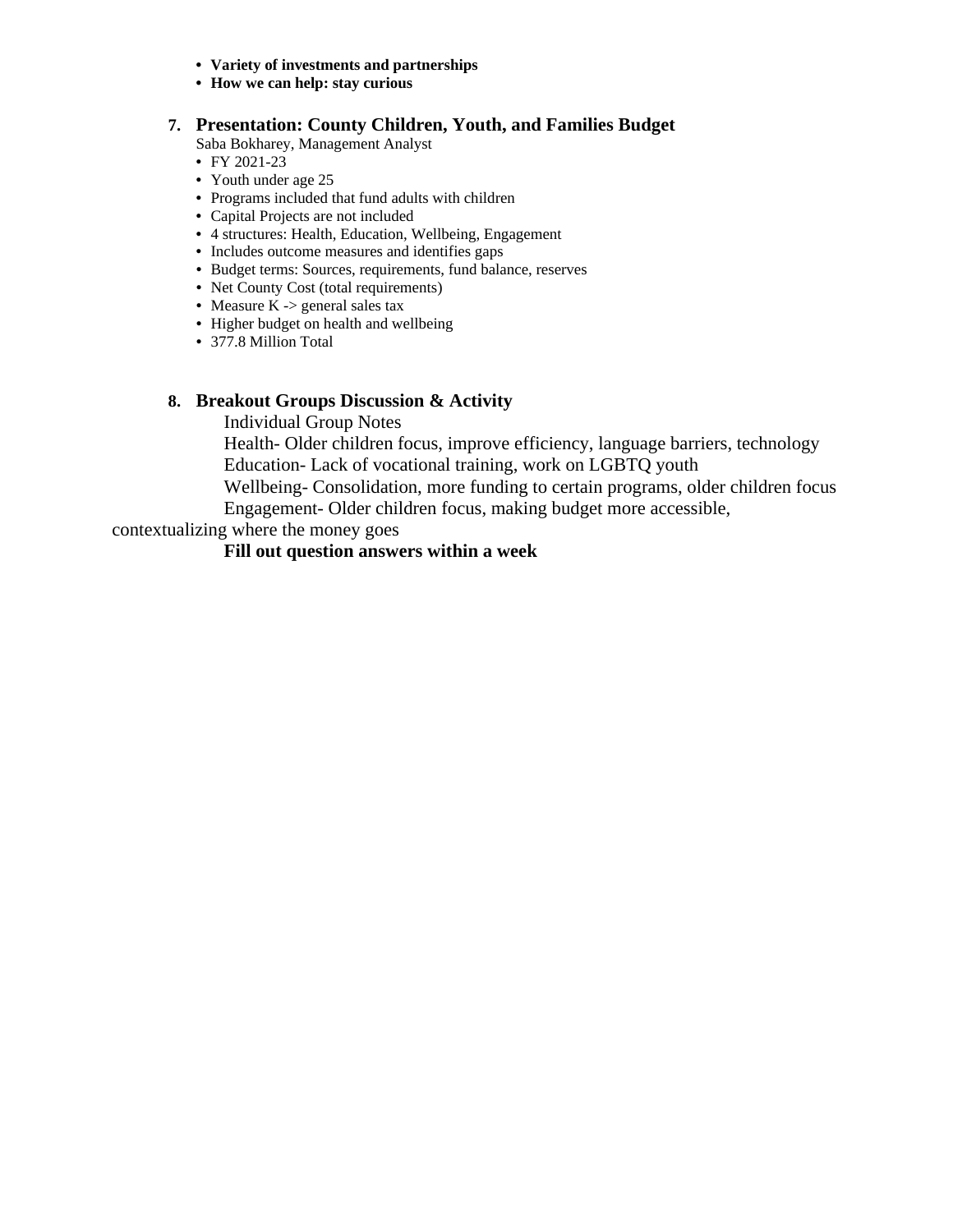- **Variety of investments and partnerships**
- **How we can help: stay curious**

7. **Presentation: County Children, Youth, and Families Budget**

   Saba Bokharey, Management Analyst

   - FY 2021-23
   - Youth under age 25
   - Programs included that fund adults with children
   - Capital Projects are not included
   - 4 structures: Health, Education, Wellbeing, Engagement
   - Includes outcome measures and identifies gaps
   - Budget terms: Sources, requirements, fund balance, reserves
   - Net County Cost (total requirements)
   - Measure K -> general sales tax
   - Higher budget on health and wellbeing
   - 377.8 Million Total

8. **Breakout Groups Discussion & Activity**

   Individual Group Notes

   Health- Older children focus, improve efficiency, language barriers, technology

   Education- Lack of vocational training, work on LGBTQ youth

   Wellbeing- Consolidation, more funding to certain programs, older children focus

   Engagement- Older children focus, making budget more accessible, contextualizing where the money goes

   **Fill out question answers within a week**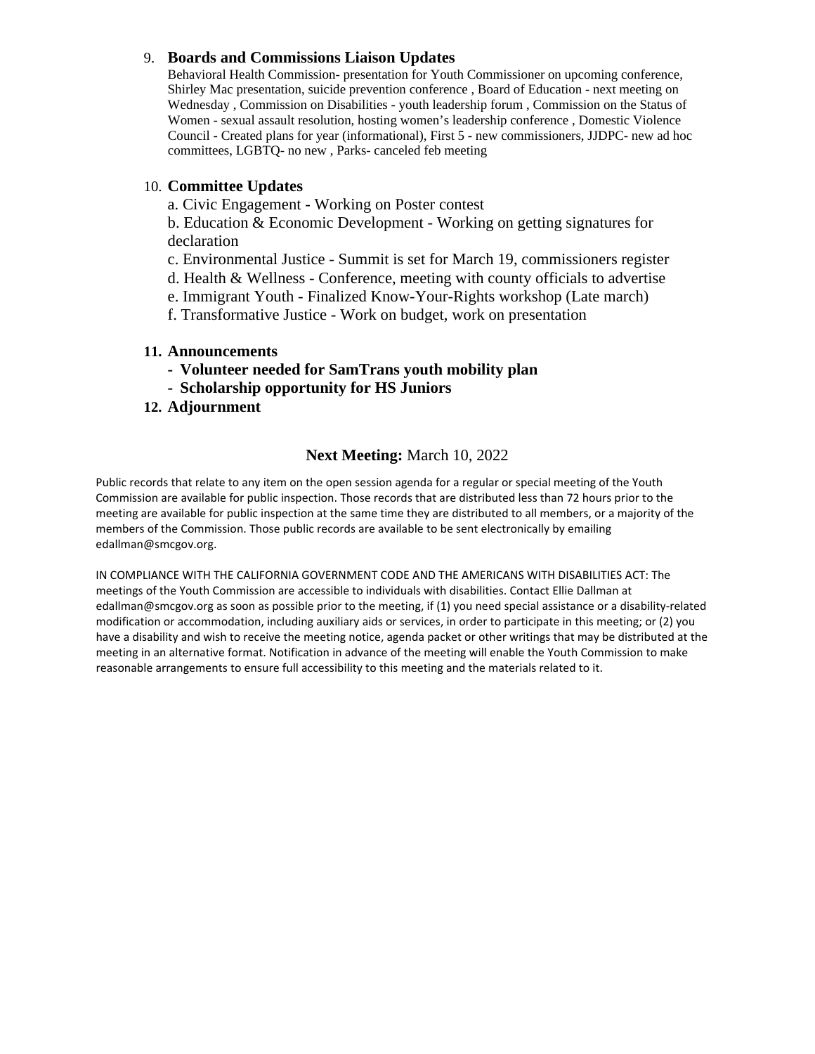9. **Boards and Commissions Liaison Updates**
   Behavioral Health Commission- presentation for Youth Commissioner on upcoming conference, Shirley Mac presentation, suicide prevention conference , Board of Education - next meeting on Wednesday , Commission on Disabilities - youth leadership forum , Commission on the Status of Women - sexual assault resolution, hosting women's leadership conference , Domestic Violence Council - Created plans for year (informational), First 5 - new commissioners, JJDPC- new ad hoc committees, LGBTQ- no new , Parks- canceled feb meeting

10. **Committee Updates**
    a. Civic Engagement - Working on Poster contest
    b. Education & Economic Development - Working on getting signatures for declaration
    c. Environmental Justice - Summit is set for March 19, commissioners register
    d. Health & Wellness - Conference, meeting with county officials to advertise
    e. Immigrant Youth - Finalized Know-Your-Rights workshop (Late march)
    f. Transformative Justice - Work on budget, work on presentation

11. **Announcements**
    - **Volunteer needed for SamTrans youth mobility plan**
    - **Scholarship opportunity for HS Juniors**

12. **Adjournment**

**Next Meeting:** March 10, 2022

Public records that relate to any item on the open session agenda for a regular or special meeting of the Youth Commission are available for public inspection. Those records that are distributed less than 72 hours prior to the meeting are available for public inspection at the same time they are distributed to all members, or a majority of the members of the Commission. Those public records are available to be sent electronically by emailing edallman@smcgov.org.

IN COMPLIANCE WITH THE CALIFORNIA GOVERNMENT CODE AND THE AMERICANS WITH DISABILITIES ACT: The meetings of the Youth Commission are accessible to individuals with disabilities. Contact Ellie Dallman at edallman@smcgov.org as soon as possible prior to the meeting, if (1) you need special assistance or a disability-related modification or accommodation, including auxiliary aids or services, in order to participate in this meeting; or (2) you have a disability and wish to receive the meeting notice, agenda packet or other writings that may be distributed at the meeting in an alternative format. Notification in advance of the meeting will enable the Youth Commission to make reasonable arrangements to ensure full accessibility to this meeting and the materials related to it.